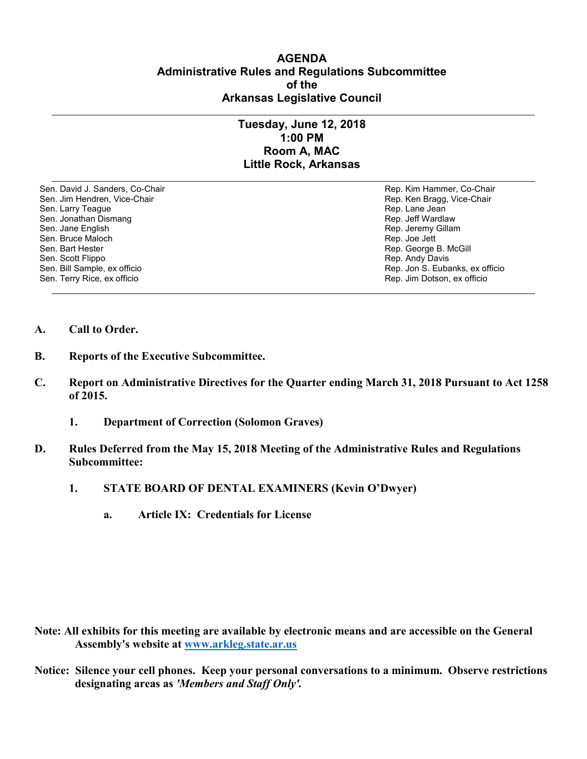# AGENDA
## Administrative Rules and Regulations Subcommittee of the Arkansas Legislative Council

---

### Tuesday, June 12, 2018
### 1:00 PM
### Room A, MAC
### Little Rock, Arkansas

---

| | |
|---|---|
| Sen. David J. Sanders, Co-Chair | Rep. Kim Hammer, Co-Chair |
| Sen. Jim Hendren, Vice-Chair | Rep. Ken Bragg, Vice-Chair |
| Sen. Larry Teague | Rep. Lane Jean |
| Sen. Jonathan Dismang | Rep. Jeff Wardlaw |
| Sen. Jane English | Rep. Jeremy Gillam |
| Sen. Bruce Maloch | Rep. Joe Jett |
| Sen. Bart Hester | Rep. George B. McGill |
| Sen. Scott Flippo | Rep. Andy Davis |
| Sen. Bill Sample, ex officio | Rep. Jon S. Eubanks, ex officio |
| Sen. Terry Rice, ex officio | Rep. Jim Dotson, ex officio |

---

**A. Call to Order.**

**B. Reports of the Executive Subcommittee.**

**C. Report on Administrative Directives for the Quarter ending March 31, 2018 Pursuant to Act 1258 of 2015.**

**1. Department of Correction (Solomon Graves)**

**D. Rules Deferred from the May 15, 2018 Meeting of the Administrative Rules and Regulations Subcommittee:**

**1. STATE BOARD OF DENTAL EXAMINERS (Kevin O'Dwyer)**

**a. Article IX: Credentials for License**

**Note: All exhibits for this meeting are available by electronic means and are accessible on the General Assembly's website at [www.arkleg.state.ar.us](http://www.arkleg.state.ar.us)**

**Notice: Silence your cell phones. Keep your personal conversations to a minimum. Observe restrictions designating areas as *'Members and Staff Only'*.**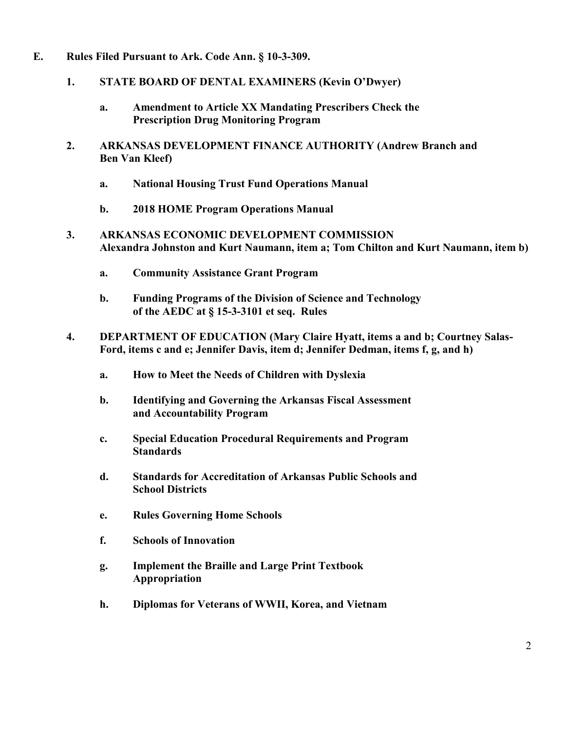**E. Rules Filed Pursuant to Ark. Code Ann. § 10-3-309.**

**1. STATE BOARD OF DENTAL EXAMINERS (Kevin O'Dwyer)**

**a. Amendment to Article XX Mandating Prescribers Check the Prescription Drug Monitoring Program**

**2. ARKANSAS DEVELOPMENT FINANCE AUTHORITY (Andrew Branch and Ben Van Kleef)**

**a. National Housing Trust Fund Operations Manual**

**b. 2018 HOME Program Operations Manual**

**3. ARKANSAS ECONOMIC DEVELOPMENT COMMISSION Alexandra Johnston and Kurt Naumann, item a; Tom Chilton and Kurt Naumann, item b)**

**a. Community Assistance Grant Program**

**b. Funding Programs of the Division of Science and Technology of the AEDC at § 15-3-3101 et seq. Rules**

**4. DEPARTMENT OF EDUCATION (Mary Claire Hyatt, items a and b; Courtney Salas-Ford, items c and e; Jennifer Davis, item d; Jennifer Dedman, items f, g, and h)**

**a. How to Meet the Needs of Children with Dyslexia**

**b. Identifying and Governing the Arkansas Fiscal Assessment and Accountability Program**

**c. Special Education Procedural Requirements and Program Standards**

**d. Standards for Accreditation of Arkansas Public Schools and School Districts**

**e. Rules Governing Home Schools**

**f. Schools of Innovation**

**g. Implement the Braille and Large Print Textbook Appropriation**

**h. Diplomas for Veterans of WWII, Korea, and Vietnam**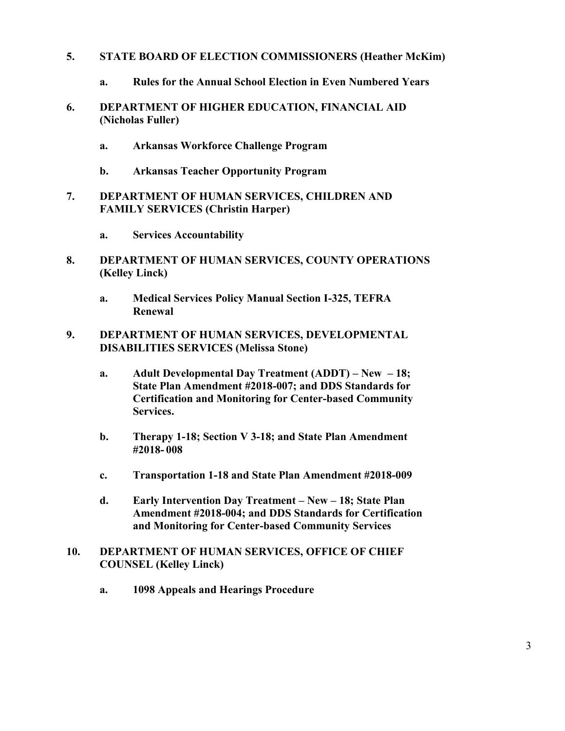**5. STATE BOARD OF ELECTION COMMISSIONERS (Heather McKim)**

   **a. Rules for the Annual School Election in Even Numbered Years**

**6. DEPARTMENT OF HIGHER EDUCATION, FINANCIAL AID (Nicholas Fuller)**

   **a. Arkansas Workforce Challenge Program**

   **b. Arkansas Teacher Opportunity Program**

**7. DEPARTMENT OF HUMAN SERVICES, CHILDREN AND FAMILY SERVICES (Christin Harper)**

   **a. Services Accountability**

**8. DEPARTMENT OF HUMAN SERVICES, COUNTY OPERATIONS (Kelley Linck)**

   **a. Medical Services Policy Manual Section I-325, TEFRA Renewal**

**9. DEPARTMENT OF HUMAN SERVICES, DEVELOPMENTAL DISABILITIES SERVICES (Melissa Stone)**

   **a. Adult Developmental Day Treatment (ADDT) – New – 18; State Plan Amendment #2018-007; and DDS Standards for Certification and Monitoring for Center-based Community Services.**

   **b. Therapy 1-18; Section V 3-18; and State Plan Amendment #2018- 008**

   **c. Transportation 1-18 and State Plan Amendment #2018-009**

   **d. Early Intervention Day Treatment – New – 18; State Plan Amendment #2018-004; and DDS Standards for Certification and Monitoring for Center-based Community Services**

**10. DEPARTMENT OF HUMAN SERVICES, OFFICE OF CHIEF COUNSEL (Kelley Linck)**

   **a. 1098 Appeals and Hearings Procedure**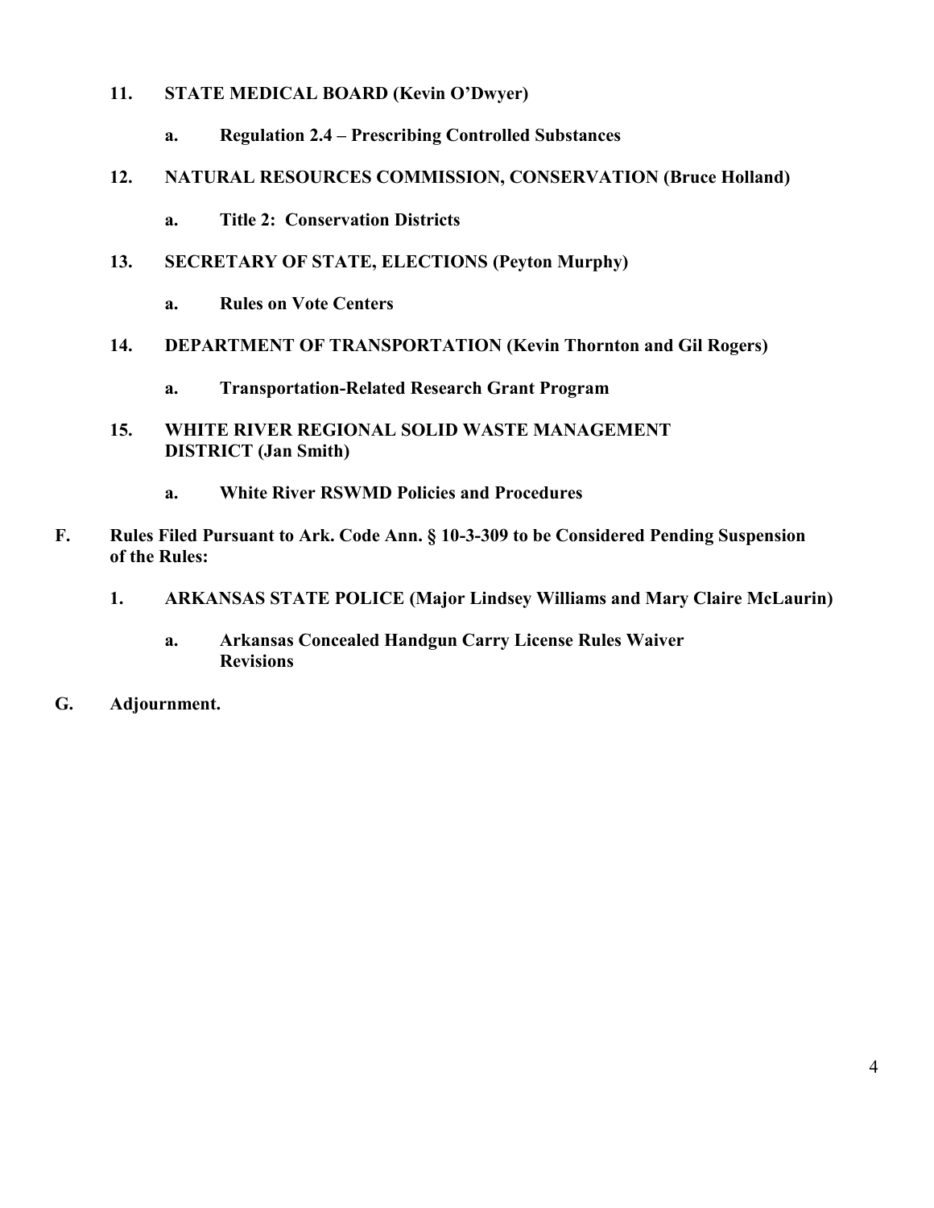**11. STATE MEDICAL BOARD (Kevin O'Dwyer)**

**a. Regulation 2.4 – Prescribing Controlled Substances**

**12. NATURAL RESOURCES COMMISSION, CONSERVATION (Bruce Holland)**

**a. Title 2: Conservation Districts**

**13. SECRETARY OF STATE, ELECTIONS (Peyton Murphy)**

**a. Rules on Vote Centers**

**14. DEPARTMENT OF TRANSPORTATION (Kevin Thornton and Gil Rogers)**

**a. Transportation-Related Research Grant Program**

**15. WHITE RIVER REGIONAL SOLID WASTE MANAGEMENT DISTRICT (Jan Smith)**

**a. White River RSWMD Policies and Procedures**

**F. Rules Filed Pursuant to Ark. Code Ann. § 10-3-309 to be Considered Pending Suspension of the Rules:**

**1. ARKANSAS STATE POLICE (Major Lindsey Williams and Mary Claire McLaurin)**

**a. Arkansas Concealed Handgun Carry License Rules Waiver Revisions**

**G. Adjournment.**